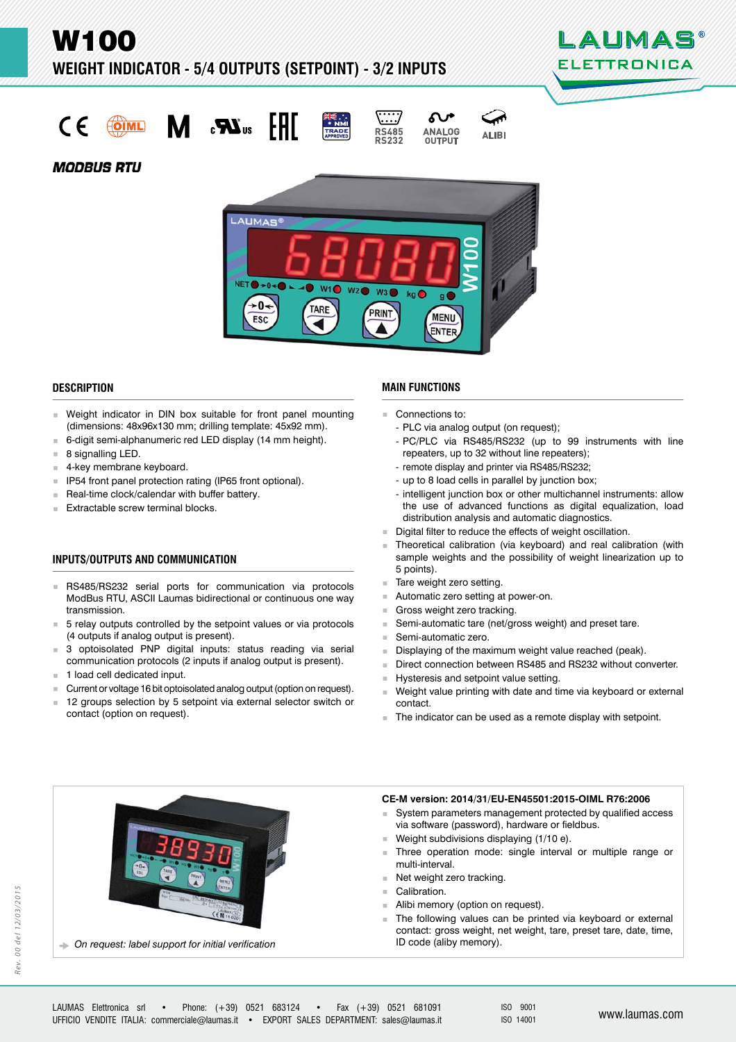# W100

## WEIGHT INDICATOR - 5/4 OUTPUTS (SETPOINT) - 3/2 INPUTS

RS485 RS232 · ANALOG OUTPUT · ALIBI

***MODBUS RTU***

## DESCRIPTION

- Weight indicator in DIN box suitable for front panel mounting (dimensions: 48x96x130 mm; drilling template: 45x92 mm).
- 6-digit semi-alphanumeric red LED display (14 mm height).
- 8 signalling LED.
- 4-key membrane keyboard.
- IP54 front panel protection rating (IP65 front optional).
- Real-time clock/calendar with buffer battery.
- Extractable screw terminal blocks.

## INPUTS/OUTPUTS AND COMMUNICATION

- RS485/RS232 serial ports for communication via protocols ModBus RTU, ASCII Laumas bidirectional or continuous one way transmission.
- 5 relay outputs controlled by the setpoint values or via protocols (4 outputs if analog output is present).
- 3 optoisolated PNP digital inputs: status reading via serial communication protocols (2 inputs if analog output is present).
- 1 load cell dedicated input.
- Current or voltage 16 bit optoisolated analog output (option on request).
- 12 groups selection by 5 setpoint via external selector switch or contact (option on request).

## MAIN FUNCTIONS

- Connections to:
  - PLC via analog output (on request);
  - PC/PLC via RS485/RS232 (up to 99 instruments with line repeaters, up to 32 without line repeaters);
  - remote display and printer via RS485/RS232;
  - up to 8 load cells in parallel by junction box;
  - intelligent junction box or other multichannel instruments: allow the use of advanced functions as digital equalization, load distribution analysis and automatic diagnostics.
- Digital filter to reduce the effects of weight oscillation.
- Theoretical calibration (via keyboard) and real calibration (with sample weights and the possibility of weight linearization up to 5 points).
- Tare weight zero setting.
- Automatic zero setting at power-on.
- Gross weight zero tracking.
- Semi-automatic tare (net/gross weight) and preset tare.
- Semi-automatic zero.
- Displaying of the maximum weight value reached (peak).
- Direct connection between RS485 and RS232 without converter.
- Hysteresis and setpoint value setting.
- Weight value printing with date and time via keyboard or external contact.
- The indicator can be used as a remote display with setpoint.

*On request: label support for initial verification*

**CE-M version: 2014/31/EU-EN45501:2015-OIML R76:2006**

- System parameters management protected by qualified access via software (password), hardware or fieldbus.
- Weight subdivisions displaying (1/10 e).
- Three operation mode: single interval or multiple range or multi-interval.
- Net weight zero tracking.
- Calibration.
- Alibi memory (option on request).
- The following values can be printed via keyboard or external contact: gross weight, net weight, tare, preset tare, date, time, ID code (aliby memory).

*Rev. 00 del 12/03/2015*

LAUMAS Elettronica srl • Phone: (+39) 0521 683124 • Fax (+39) 0521 681091
UFFICIO VENDITE ITALIA: commerciale@laumas.it • EXPORT SALES DEPARTMENT: sales@laumas.it

ISO 9001
ISO 14001

www.laumas.com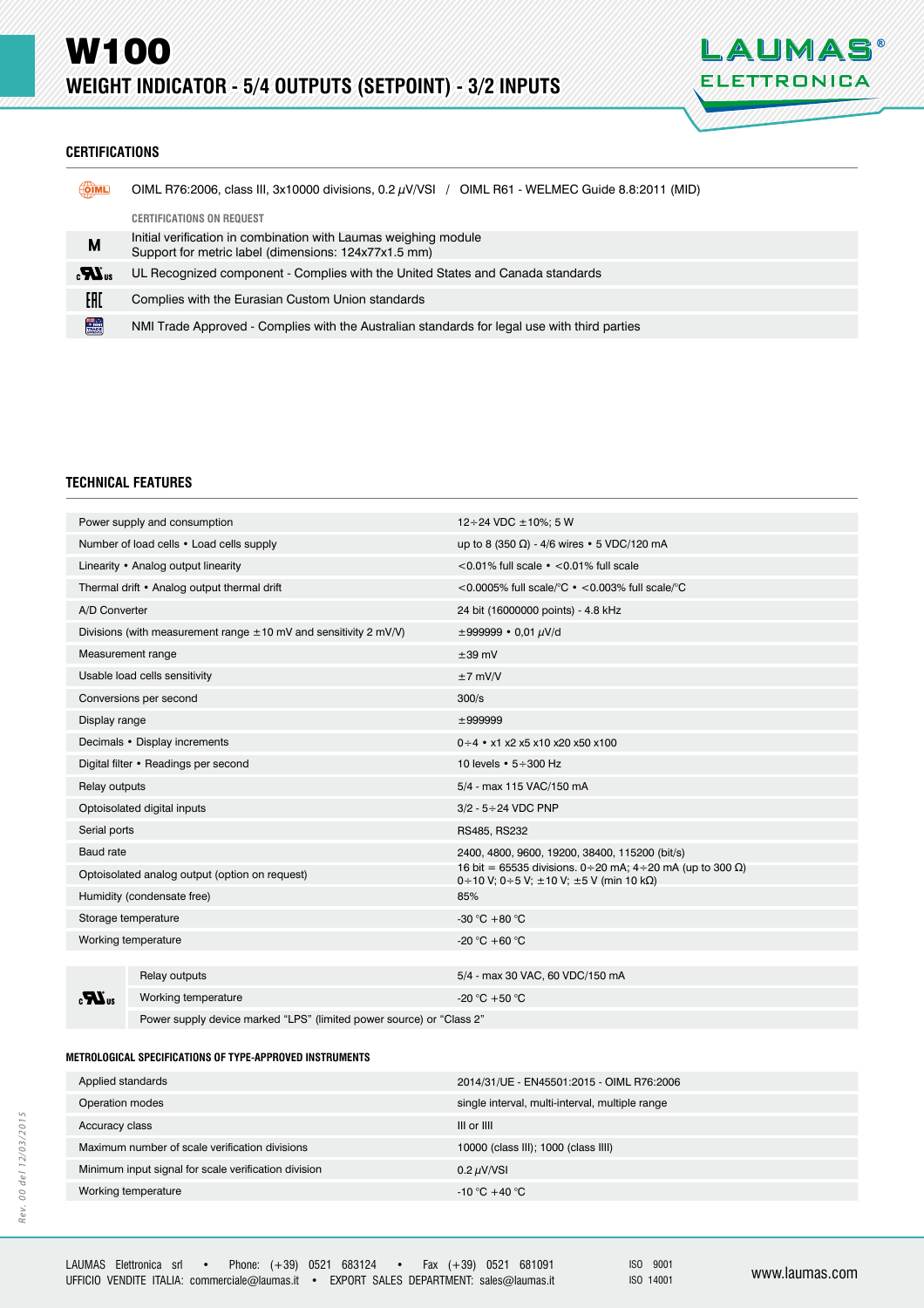# W100

## WEIGHT INDICATOR - 5/4 OUTPUTS (SETPOINT) - 3/2 INPUTS

### CERTIFICATIONS

OIML R76:2006, class III, 3x10000 divisions, 0.2 μV/VSI / OIML R61 - WELMEC Guide 8.8:2011 (MID)

**CERTIFICATIONS ON REQUEST**

| | |
|---|---|
| M | Initial verification in combination with Laumas weighing module<br>Support for metric label (dimensions: 124x77x1.5 mm) |
| cULus | UL Recognized component - Complies with the United States and Canada standards |
| EAC | Complies with the Eurasian Custom Union standards |
| NMI | NMI Trade Approved - Complies with the Australian standards for legal use with third parties |

### TECHNICAL FEATURES

| | |
|---|---|
| Power supply and consumption | 12÷24 VDC ±10%; 5 W |
| Number of load cells • Load cells supply | up to 8 (350 Ω) - 4/6 wires • 5 VDC/120 mA |
| Linearity • Analog output linearity | <0.01% full scale • <0.01% full scale |
| Thermal drift • Analog output thermal drift | <0.0005% full scale/°C • <0.003% full scale/°C |
| A/D Converter | 24 bit (16000000 points) - 4.8 kHz |
| Divisions (with measurement range ±10 mV and sensitivity 2 mV/V) | ±999999 • 0,01 μV/d |
| Measurement range | ±39 mV |
| Usable load cells sensitivity | ±7 mV/V |
| Conversions per second | 300/s |
| Display range | ±999999 |
| Decimals • Display increments | 0÷4 • x1 x2 x5 x10 x20 x50 x100 |
| Digital filter • Readings per second | 10 levels • 5÷300 Hz |
| Relay outputs | 5/4 - max 115 VAC/150 mA |
| Optoisolated digital inputs | 3/2 - 5÷24 VDC PNP |
| Serial ports | RS485, RS232 |
| Baud rate | 2400, 4800, 9600, 19200, 38400, 115200 (bit/s) |
| Optoisolated analog output (option on request) | 16 bit = 65535 divisions. 0÷20 mA; 4÷20 mA (up to 300 Ω)<br>0÷10 V; 0÷5 V; ±10 V; ±5 V (min 10 kΩ) |
| Humidity (condensate free) | 85% |
| Storage temperature | -30 °C +80 °C |
| Working temperature | -20 °C +60 °C |

| | | |
|---|---|---|
| cULus | Relay outputs | 5/4 - max 30 VAC, 60 VDC/150 mA |
| | Working temperature | -20 °C +50 °C |
| | Power supply device marked "LPS" (limited power source) or "Class 2" | |

#### METROLOGICAL SPECIFICATIONS OF TYPE-APPROVED INSTRUMENTS

| | |
|---|---|
| Applied standards | 2014/31/UE - EN45501:2015 - OIML R76:2006 |
| Operation modes | single interval, multi-interval, multiple range |
| Accuracy class | III or IIII |
| Maximum number of scale verification divisions | 10000 (class III); 1000 (class IIII) |
| Minimum input signal for scale verification division | 0.2 μV/VSI |
| Working temperature | -10 °C +40 °C |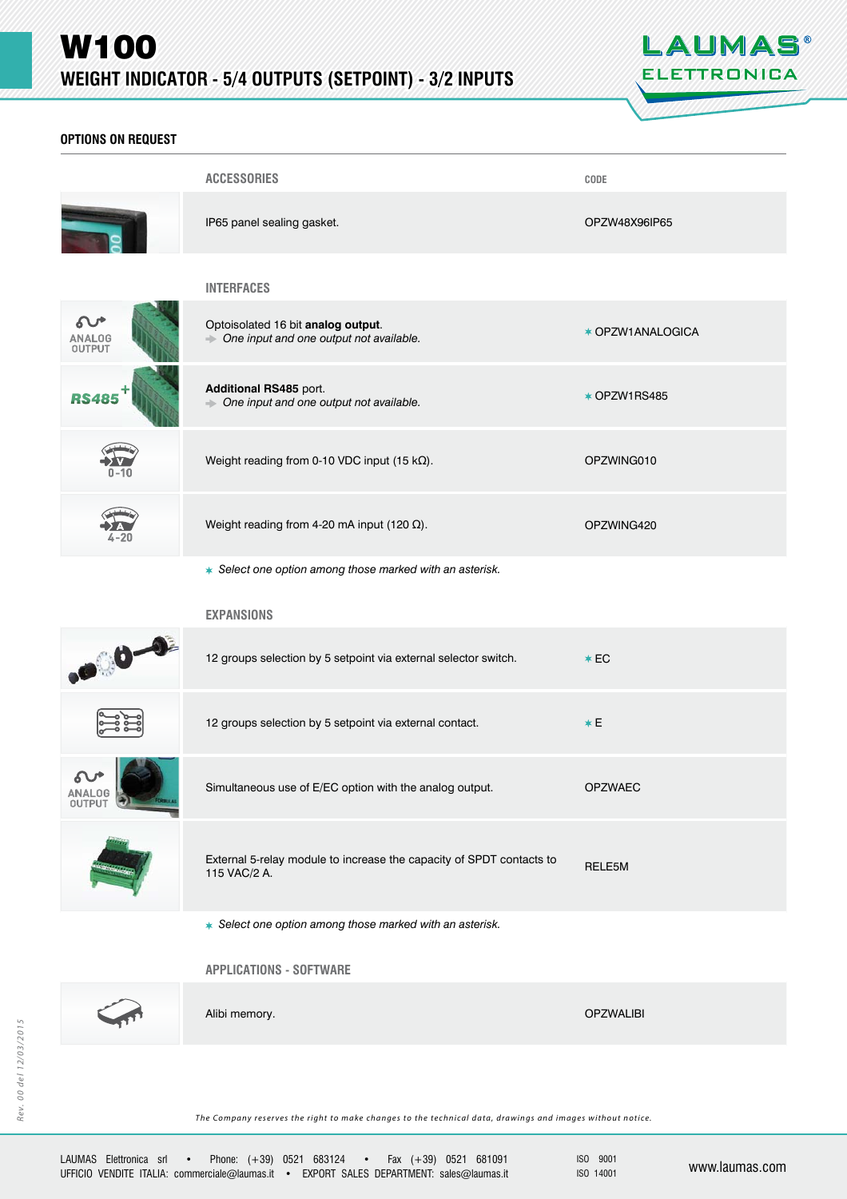# W100

## WEIGHT INDICATOR - 5/4 OUTPUTS (SETPOINT) - 3/2 INPUTS

### OPTIONS ON REQUEST

| ACCESSORIES | CODE |
|---|---|
| IP65 panel sealing gasket. | OPZW48X96IP65 |

| INTERFACES | |
|---|---|
| Optoisolated 16 bit **analog output**. *One input and one output not available.* | * OPZW1ANALOGICA |
| **Additional RS485** port. *One input and one output not available.* | * OPZW1RS485 |
| Weight reading from 0-10 VDC input (15 kΩ). | OPZWING010 |
| Weight reading from 4-20 mA input (120 Ω). | OPZWING420 |

* *Select one option among those marked with an asterisk.*

| EXPANSIONS | |
|---|---|
| 12 groups selection by 5 setpoint via external selector switch. | * EC |
| 12 groups selection by 5 setpoint via external contact. | * E |
| Simultaneous use of E/EC option with the analog output. | OPZWAEC |
| External 5-relay module to increase the capacity of SPDT contacts to 115 VAC/2 A. | RELE5M |

* *Select one option among those marked with an asterisk.*

| APPLICATIONS - SOFTWARE | |
|---|---|
| Alibi memory. | OPZWALIBI |

*The Company reserves the right to make changes to the technical data, drawings and images without notice.*

LAUMAS Elettronica srl • Phone: (+39) 0521 683124 • Fax (+39) 0521 681091
UFFICIO VENDITE ITALIA: commerciale@laumas.it • EXPORT SALES DEPARTMENT: sales@laumas.it

ISO 9001
ISO 14001

www.laumas.com